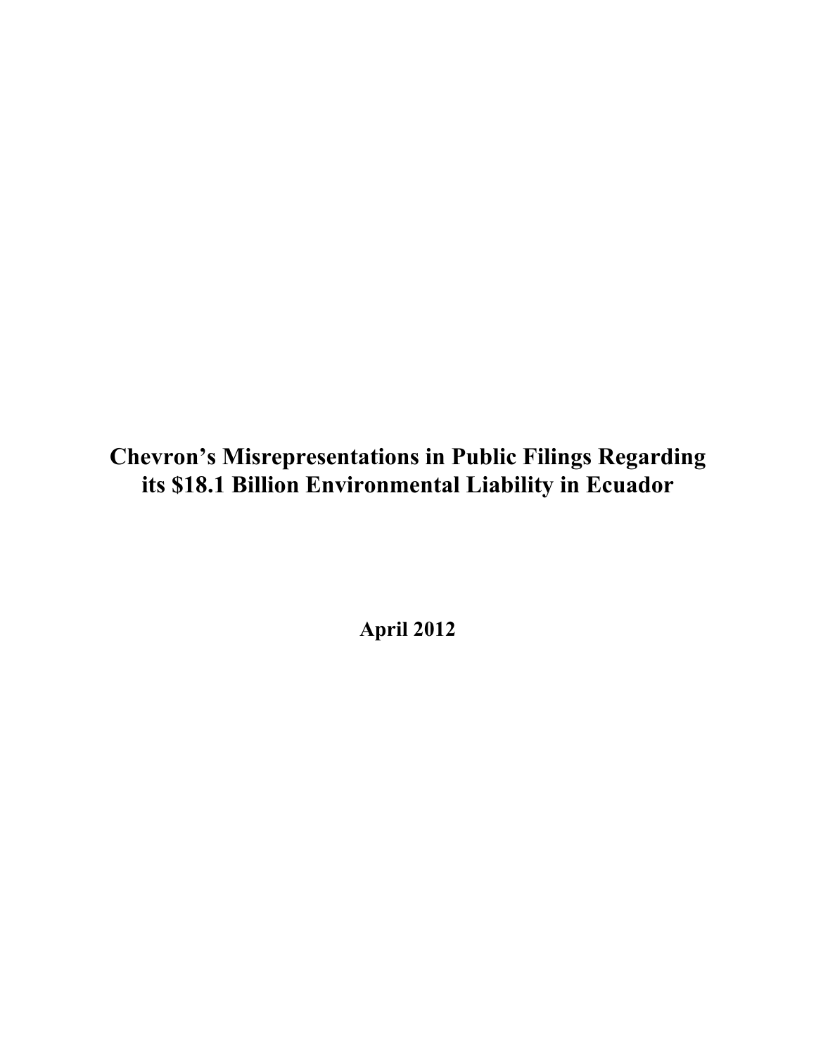# Chevron’s Misrepresentations in Public Filings Regarding its $18.1 Billion Environmental Liability in Ecuador

**April 2012**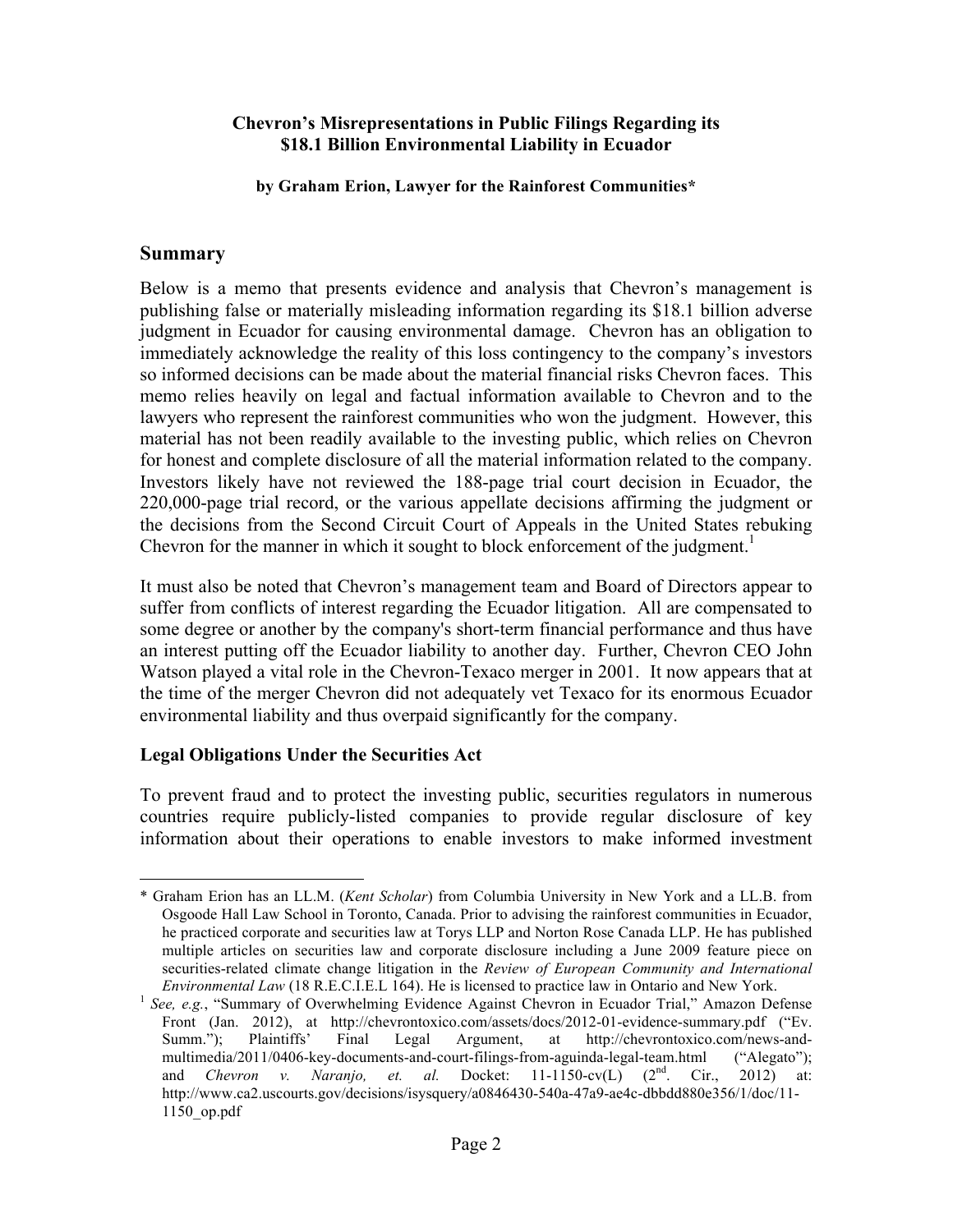**Chevron's Misrepresentations in Public Filings Regarding its $18.1 Billion Environmental Liability in Ecuador**

**by Graham Erion, Lawyer for the Rainforest Communities***

## Summary

Below is a memo that presents evidence and analysis that Chevron's management is publishing false or materially misleading information regarding its $18.1 billion adverse judgment in Ecuador for causing environmental damage. Chevron has an obligation to immediately acknowledge the reality of this loss contingency to the company's investors so informed decisions can be made about the material financial risks Chevron faces. This memo relies heavily on legal and factual information available to Chevron and to the lawyers who represent the rainforest communities who won the judgment. However, this material has not been readily available to the investing public, which relies on Chevron for honest and complete disclosure of all the material information related to the company. Investors likely have not reviewed the 188-page trial court decision in Ecuador, the 220,000-page trial record, or the various appellate decisions affirming the judgment or the decisions from the Second Circuit Court of Appeals in the United States rebuking Chevron for the manner in which it sought to block enforcement of the judgment.[1]

It must also be noted that Chevron's management team and Board of Directors appear to suffer from conflicts of interest regarding the Ecuador litigation. All are compensated to some degree or another by the company's short-term financial performance and thus have an interest putting off the Ecuador liability to another day. Further, Chevron CEO John Watson played a vital role in the Chevron-Texaco merger in 2001. It now appears that at the time of the merger Chevron did not adequately vet Texaco for its enormous Ecuador environmental liability and thus overpaid significantly for the company.

### Legal Obligations Under the Securities Act

To prevent fraud and to protect the investing public, securities regulators in numerous countries require publicly-listed companies to provide regular disclosure of key information about their operations to enable investors to make informed investment

---

\* Graham Erion has an LL.M. (*Kent Scholar*) from Columbia University in New York and a LL.B. from Osgoode Hall Law School in Toronto, Canada. Prior to advising the rainforest communities in Ecuador, he practiced corporate and securities law at Torys LLP and Norton Rose Canada LLP. He has published multiple articles on securities law and corporate disclosure including a June 2009 feature piece on securities-related climate change litigation in the *Review of European Community and International Environmental Law* (18 R.E.C.I.E.L 164). He is licensed to practice law in Ontario and New York.

[1] *See, e.g.*, "Summary of Overwhelming Evidence Against Chevron in Ecuador Trial," Amazon Defense Front (Jan. 2012), at http://chevrontoxico.com/assets/docs/2012-01-evidence-summary.pdf ("Ev. Summ."); Plaintiffs' Final Legal Argument, at http://chevrontoxico.com/news-and-multimedia/2011/0406-key-documents-and-court-filings-from-aguinda-legal-team.html ("Alegato"); and *Chevron v. Naranjo, et. al.* Docket: 11-1150-cv(L) (2nd. Cir., 2012) at: http://www.ca2.uscourts.gov/decisions/isysquery/a0846430-540a-47a9-ae4c-dbbdd880e356/1/doc/11-1150_op.pdf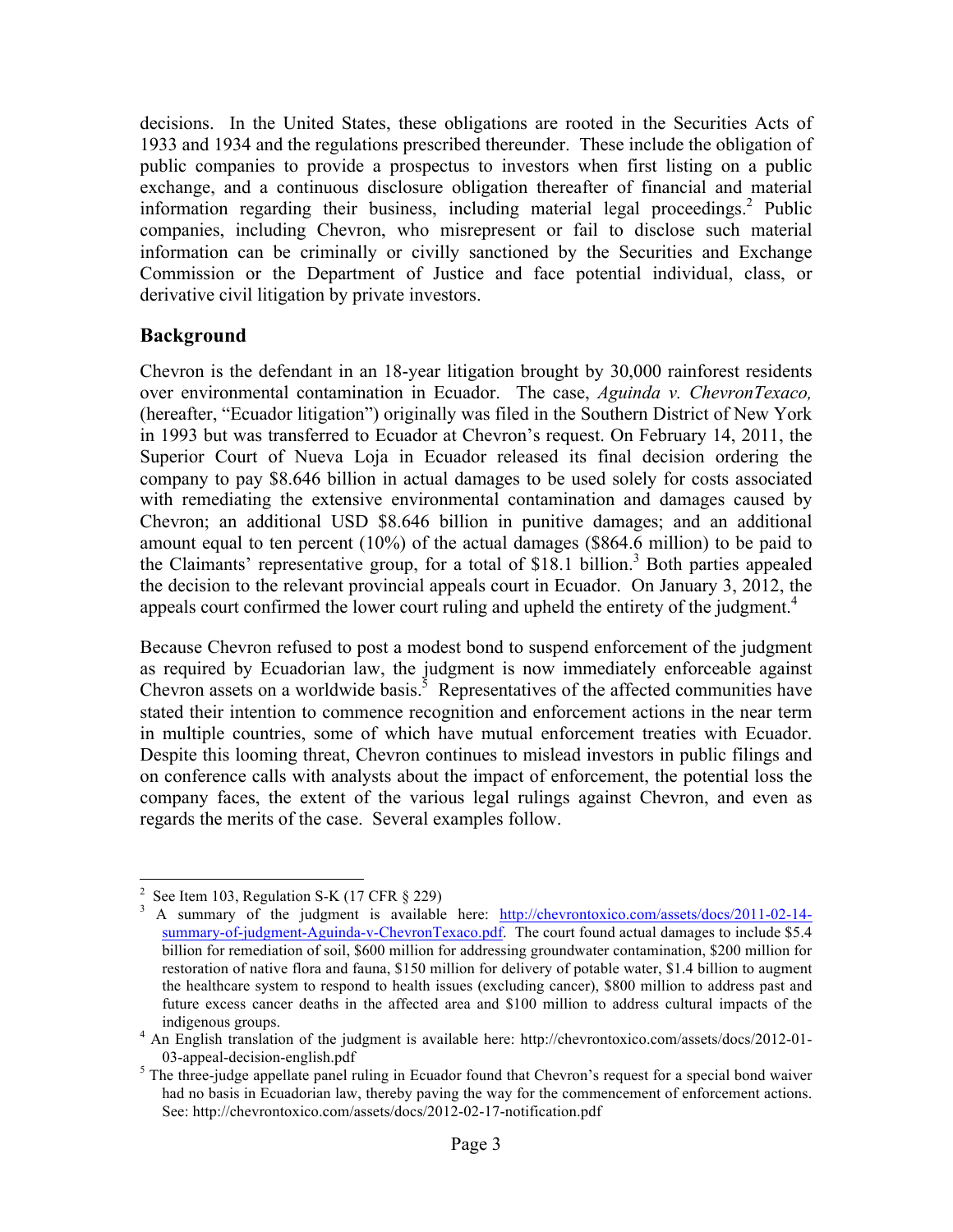decisions. In the United States, these obligations are rooted in the Securities Acts of 1933 and 1934 and the regulations prescribed thereunder. These include the obligation of public companies to provide a prospectus to investors when first listing on a public exchange, and a continuous disclosure obligation thereafter of financial and material information regarding their business, including material legal proceedings.[2] Public companies, including Chevron, who misrepresent or fail to disclose such material information can be criminally or civilly sanctioned by the Securities and Exchange Commission or the Department of Justice and face potential individual, class, or derivative civil litigation by private investors.

## Background

Chevron is the defendant in an 18-year litigation brought by 30,000 rainforest residents over environmental contamination in Ecuador. The case, *Aguinda v. ChevronTexaco,* (hereafter, "Ecuador litigation") originally was filed in the Southern District of New York in 1993 but was transferred to Ecuador at Chevron's request. On February 14, 2011, the Superior Court of Nueva Loja in Ecuador released its final decision ordering the company to pay $8.646 billion in actual damages to be used solely for costs associated with remediating the extensive environmental contamination and damages caused by Chevron; an additional USD $8.646 billion in punitive damages; and an additional amount equal to ten percent (10%) of the actual damages ($864.6 million) to be paid to the Claimants' representative group, for a total of $18.1 billion.[3] Both parties appealed the decision to the relevant provincial appeals court in Ecuador. On January 3, 2012, the appeals court confirmed the lower court ruling and upheld the entirety of the judgment.[4]

Because Chevron refused to post a modest bond to suspend enforcement of the judgment as required by Ecuadorian law, the judgment is now immediately enforceable against Chevron assets on a worldwide basis.[5] Representatives of the affected communities have stated their intention to commence recognition and enforcement actions in the near term in multiple countries, some of which have mutual enforcement treaties with Ecuador. Despite this looming threat, Chevron continues to mislead investors in public filings and on conference calls with analysts about the impact of enforcement, the potential loss the company faces, the extent of the various legal rulings against Chevron, and even as regards the merits of the case. Several examples follow.

---

[2] See Item 103, Regulation S-K (17 CFR § 229)

[3] A summary of the judgment is available here: http://chevrontoxico.com/assets/docs/2011-02-14-summary-of-judgment-Aguinda-v-ChevronTexaco.pdf. The court found actual damages to include $5.4 billion for remediation of soil, $600 million for addressing groundwater contamination, $200 million for restoration of native flora and fauna, $150 million for delivery of potable water, $1.4 billion to augment the healthcare system to respond to health issues (excluding cancer), $800 million to address past and future excess cancer deaths in the affected area and $100 million to address cultural impacts of the indigenous groups.

[4] An English translation of the judgment is available here: http://chevrontoxico.com/assets/docs/2012-01-03-appeal-decision-english.pdf

[5] The three-judge appellate panel ruling in Ecuador found that Chevron's request for a special bond waiver had no basis in Ecuadorian law, thereby paving the way for the commencement of enforcement actions. See: http://chevrontoxico.com/assets/docs/2012-02-17-notification.pdf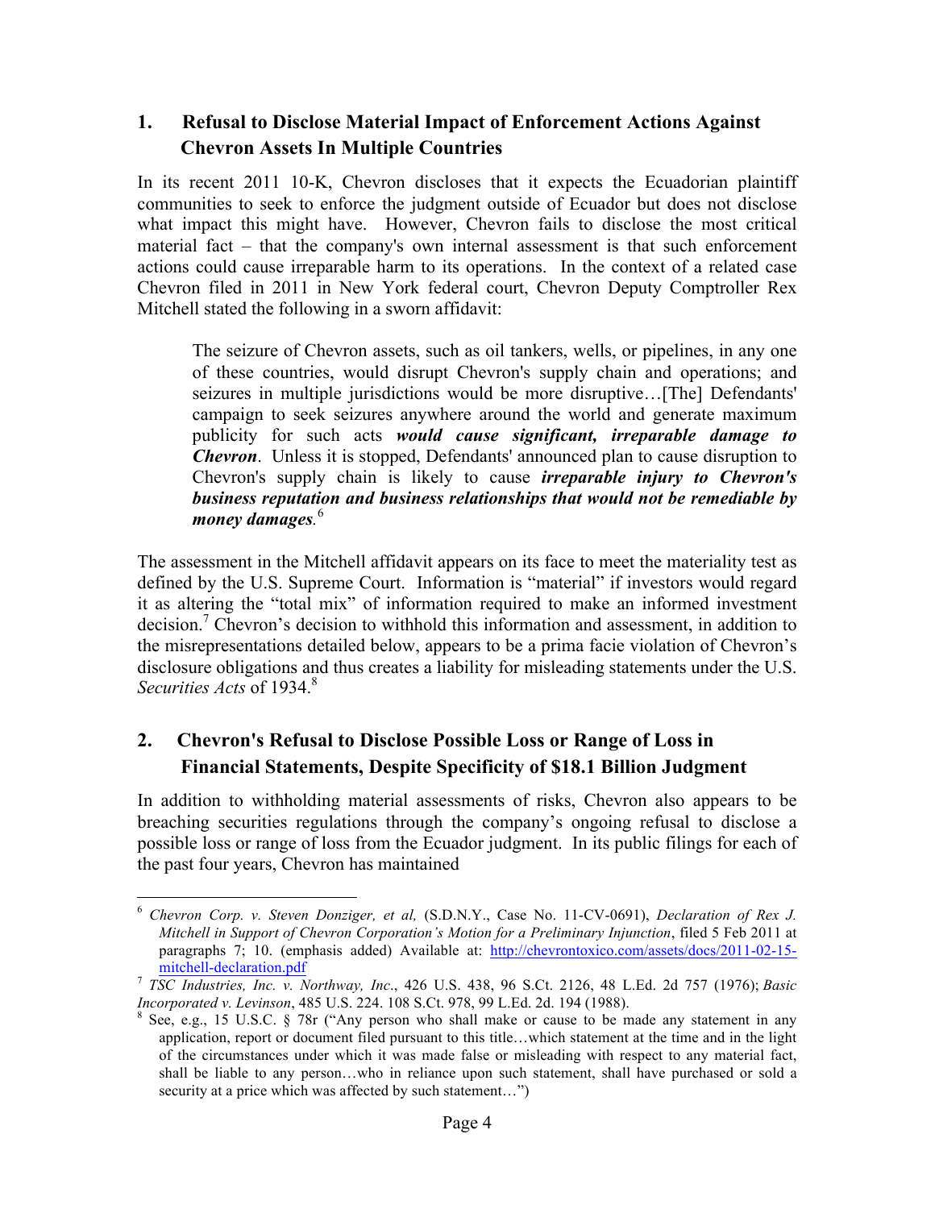## 1. Refusal to Disclose Material Impact of Enforcement Actions Against Chevron Assets In Multiple Countries

In its recent 2011 10-K, Chevron discloses that it expects the Ecuadorian plaintiff communities to seek to enforce the judgment outside of Ecuador but does not disclose what impact this might have. However, Chevron fails to disclose the most critical material fact – that the company's own internal assessment is that such enforcement actions could cause irreparable harm to its operations. In the context of a related case Chevron filed in 2011 in New York federal court, Chevron Deputy Comptroller Rex Mitchell stated the following in a sworn affidavit:

> The seizure of Chevron assets, such as oil tankers, wells, or pipelines, in any one of these countries, would disrupt Chevron's supply chain and operations; and seizures in multiple jurisdictions would be more disruptive…[The] Defendants' campaign to seek seizures anywhere around the world and generate maximum publicity for such acts ***would cause significant, irreparable damage to Chevron***. Unless it is stopped, Defendants' announced plan to cause disruption to Chevron's supply chain is likely to cause ***irreparable injury to Chevron's business reputation and business relationships that would not be remediable by money damages***.[6]

The assessment in the Mitchell affidavit appears on its face to meet the materiality test as defined by the U.S. Supreme Court. Information is "material" if investors would regard it as altering the "total mix" of information required to make an informed investment decision.[7] Chevron's decision to withhold this information and assessment, in addition to the misrepresentations detailed below, appears to be a prima facie violation of Chevron's disclosure obligations and thus creates a liability for misleading statements under the U.S. *Securities Acts* of 1934.[8]

## 2. Chevron's Refusal to Disclose Possible Loss or Range of Loss in Financial Statements, Despite Specificity of $18.1 Billion Judgment

In addition to withholding material assessments of risks, Chevron also appears to be breaching securities regulations through the company's ongoing refusal to disclose a possible loss or range of loss from the Ecuador judgment. In its public filings for each of the past four years, Chevron has maintained

---

[6] *Chevron Corp. v. Steven Donziger, et al,* (S.D.N.Y., Case No. 11-CV-0691), *Declaration of Rex J. Mitchell in Support of Chevron Corporation's Motion for a Preliminary Injunction*, filed 5 Feb 2011 at paragraphs 7; 10. (emphasis added) Available at: http://chevrontoxico.com/assets/docs/2011-02-15-mitchell-declaration.pdf

[7] *TSC Industries, Inc. v. Northway, Inc*., 426 U.S. 438, 96 S.Ct. 2126, 48 L.Ed. 2d 757 (1976); *Basic Incorporated v. Levinson*, 485 U.S. 224. 108 S.Ct. 978, 99 L.Ed. 2d. 194 (1988).

[8] See, e.g., 15 U.S.C. § 78r ("Any person who shall make or cause to be made any statement in any application, report or document filed pursuant to this title…which statement at the time and in the light of the circumstances under which it was made false or misleading with respect to any material fact, shall be liable to any person…who in reliance upon such statement, shall have purchased or sold a security at a price which was affected by such statement…")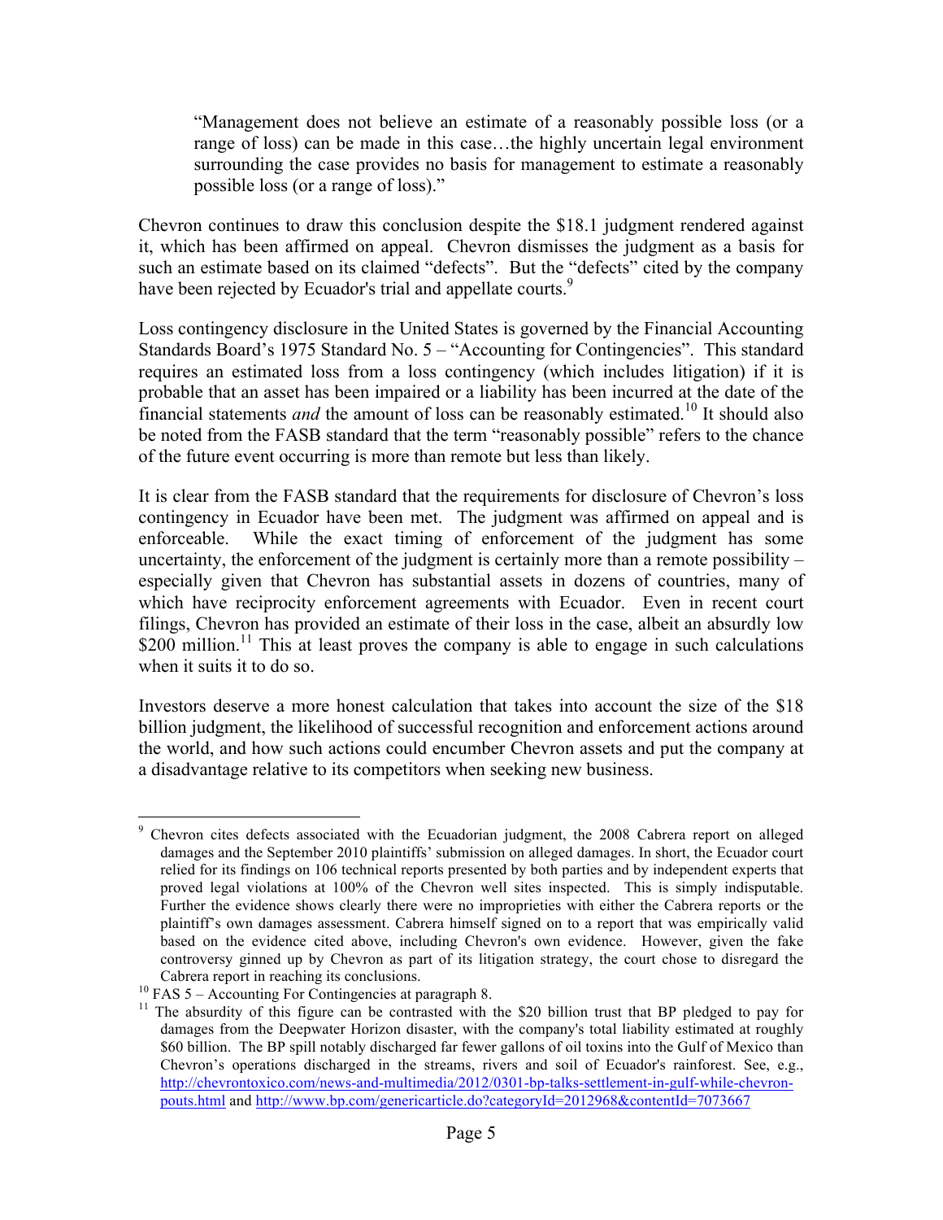> "Management does not believe an estimate of a reasonably possible loss (or a range of loss) can be made in this case…the highly uncertain legal environment surrounding the case provides no basis for management to estimate a reasonably possible loss (or a range of loss)."

Chevron continues to draw this conclusion despite the $18.1 judgment rendered against it, which has been affirmed on appeal. Chevron dismisses the judgment as a basis for such an estimate based on its claimed "defects". But the "defects" cited by the company have been rejected by Ecuador's trial and appellate courts.[9]

Loss contingency disclosure in the United States is governed by the Financial Accounting Standards Board's 1975 Standard No. 5 – "Accounting for Contingencies". This standard requires an estimated loss from a loss contingency (which includes litigation) if it is probable that an asset has been impaired or a liability has been incurred at the date of the financial statements *and* the amount of loss can be reasonably estimated.[10] It should also be noted from the FASB standard that the term "reasonably possible" refers to the chance of the future event occurring is more than remote but less than likely.

It is clear from the FASB standard that the requirements for disclosure of Chevron's loss contingency in Ecuador have been met. The judgment was affirmed on appeal and is enforceable. While the exact timing of enforcement of the judgment has some uncertainty, the enforcement of the judgment is certainly more than a remote possibility – especially given that Chevron has substantial assets in dozens of countries, many of which have reciprocity enforcement agreements with Ecuador. Even in recent court filings, Chevron has provided an estimate of their loss in the case, albeit an absurdly low $200 million.[11] This at least proves the company is able to engage in such calculations when it suits it to do so.

Investors deserve a more honest calculation that takes into account the size of the $18 billion judgment, the likelihood of successful recognition and enforcement actions around the world, and how such actions could encumber Chevron assets and put the company at a disadvantage relative to its competitors when seeking new business.

---

[9] Chevron cites defects associated with the Ecuadorian judgment, the 2008 Cabrera report on alleged damages and the September 2010 plaintiffs' submission on alleged damages. In short, the Ecuador court relied for its findings on 106 technical reports presented by both parties and by independent experts that proved legal violations at 100% of the Chevron well sites inspected. This is simply indisputable. Further the evidence shows clearly there were no improprieties with either the Cabrera reports or the plaintiff's own damages assessment. Cabrera himself signed on to a report that was empirically valid based on the evidence cited above, including Chevron's own evidence. However, given the fake controversy ginned up by Chevron as part of its litigation strategy, the court chose to disregard the Cabrera report in reaching its conclusions.

[10] FAS 5 – Accounting For Contingencies at paragraph 8.

[11] The absurdity of this figure can be contrasted with the $20 billion trust that BP pledged to pay for damages from the Deepwater Horizon disaster, with the company's total liability estimated at roughly $60 billion. The BP spill notably discharged far fewer gallons of oil toxins into the Gulf of Mexico than Chevron's operations discharged in the streams, rivers and soil of Ecuador's rainforest. See, e.g., http://chevrontoxico.com/news-and-multimedia/2012/0301-bp-talks-settlement-in-gulf-while-chevron-pouts.html and http://www.bp.com/genericarticle.do?categoryId=2012968&contentId=7073667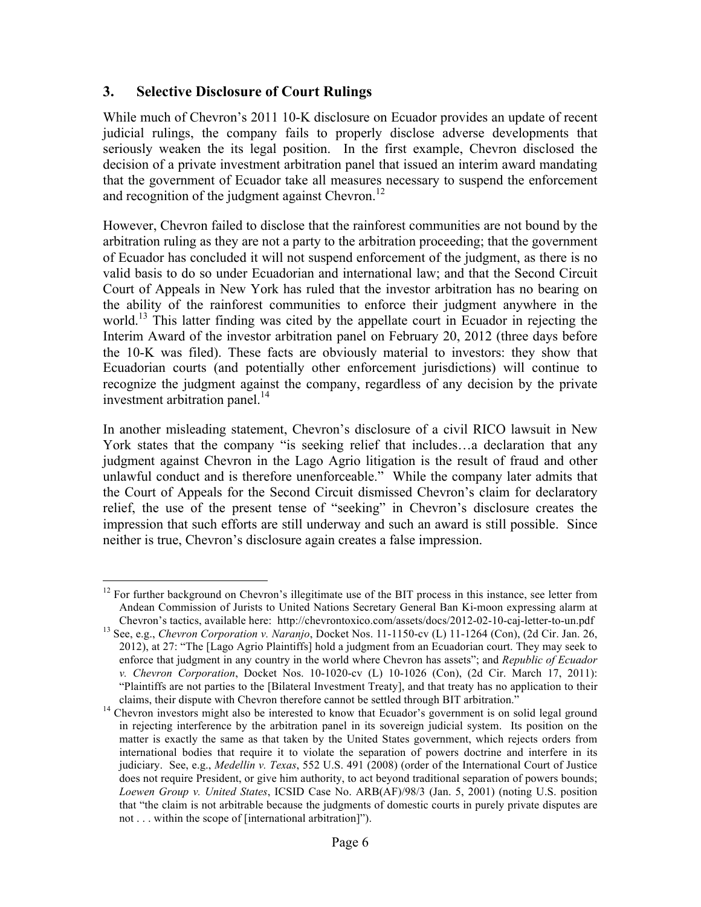## 3. Selective Disclosure of Court Rulings

While much of Chevron's 2011 10-K disclosure on Ecuador provides an update of recent judicial rulings, the company fails to properly disclose adverse developments that seriously weaken the its legal position. In the first example, Chevron disclosed the decision of a private investment arbitration panel that issued an interim award mandating that the government of Ecuador take all measures necessary to suspend the enforcement and recognition of the judgment against Chevron.[12]

However, Chevron failed to disclose that the rainforest communities are not bound by the arbitration ruling as they are not a party to the arbitration proceeding; that the government of Ecuador has concluded it will not suspend enforcement of the judgment, as there is no valid basis to do so under Ecuadorian and international law; and that the Second Circuit Court of Appeals in New York has ruled that the investor arbitration has no bearing on the ability of the rainforest communities to enforce their judgment anywhere in the world.[13] This latter finding was cited by the appellate court in Ecuador in rejecting the Interim Award of the investor arbitration panel on February 20, 2012 (three days before the 10-K was filed). These facts are obviously material to investors: they show that Ecuadorian courts (and potentially other enforcement jurisdictions) will continue to recognize the judgment against the company, regardless of any decision by the private investment arbitration panel.[14]

In another misleading statement, Chevron's disclosure of a civil RICO lawsuit in New York states that the company "is seeking relief that includes…a declaration that any judgment against Chevron in the Lago Agrio litigation is the result of fraud and other unlawful conduct and is therefore unenforceable." While the company later admits that the Court of Appeals for the Second Circuit dismissed Chevron's claim for declaratory relief, the use of the present tense of "seeking" in Chevron's disclosure creates the impression that such efforts are still underway and such an award is still possible. Since neither is true, Chevron's disclosure again creates a false impression.

---

[12] For further background on Chevron's illegitimate use of the BIT process in this instance, see letter from Andean Commission of Jurists to United Nations Secretary General Ban Ki-moon expressing alarm at Chevron's tactics, available here: http://chevrontoxico.com/assets/docs/2012-02-10-caj-letter-to-un.pdf

[13] See, e.g., *Chevron Corporation v. Naranjo*, Docket Nos. 11-1150-cv (L) 11-1264 (Con), (2d Cir. Jan. 26, 2012), at 27: "The [Lago Agrio Plaintiffs] hold a judgment from an Ecuadorian court. They may seek to enforce that judgment in any country in the world where Chevron has assets"; and *Republic of Ecuador v. Chevron Corporation*, Docket Nos. 10-1020-cv (L) 10-1026 (Con), (2d Cir. March 17, 2011): "Plaintiffs are not parties to the [Bilateral Investment Treaty], and that treaty has no application to their claims, their dispute with Chevron therefore cannot be settled through BIT arbitration."

[14] Chevron investors might also be interested to know that Ecuador's government is on solid legal ground in rejecting interference by the arbitration panel in its sovereign judicial system. Its position on the matter is exactly the same as that taken by the United States government, which rejects orders from international bodies that require it to violate the separation of powers doctrine and interfere in its judiciary. See, e.g., *Medellin v. Texas*, 552 U.S. 491 (2008) (order of the International Court of Justice does not require President, or give him authority, to act beyond traditional separation of powers bounds; *Loewen Group v. United States*, ICSID Case No. ARB(AF)/98/3 (Jan. 5, 2001) (noting U.S. position that "the claim is not arbitrable because the judgments of domestic courts in purely private disputes are not . . . within the scope of [international arbitration]").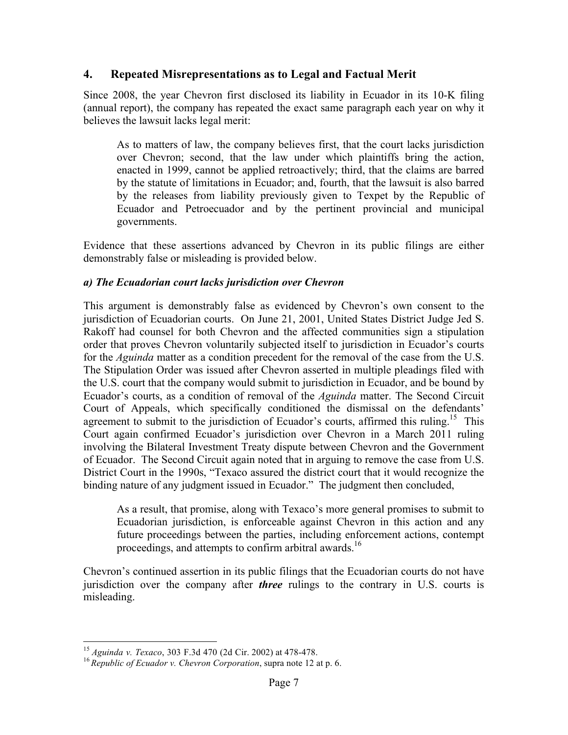## 4. Repeated Misrepresentations as to Legal and Factual Merit

Since 2008, the year Chevron first disclosed its liability in Ecuador in its 10-K filing (annual report), the company has repeated the exact same paragraph each year on why it believes the lawsuit lacks legal merit:

> As to matters of law, the company believes first, that the court lacks jurisdiction over Chevron; second, that the law under which plaintiffs bring the action, enacted in 1999, cannot be applied retroactively; third, that the claims are barred by the statute of limitations in Ecuador; and, fourth, that the lawsuit is also barred by the releases from liability previously given to Texpet by the Republic of Ecuador and Petroecuador and by the pertinent provincial and municipal governments.

Evidence that these assertions advanced by Chevron in its public filings are either demonstrably false or misleading is provided below.

### *a) The Ecuadorian court lacks jurisdiction over Chevron*

This argument is demonstrably false as evidenced by Chevron's own consent to the jurisdiction of Ecuadorian courts. On June 21, 2001, United States District Judge Jed S. Rakoff had counsel for both Chevron and the affected communities sign a stipulation order that proves Chevron voluntarily subjected itself to jurisdiction in Ecuador's courts for the *Aguinda* matter as a condition precedent for the removal of the case from the U.S. The Stipulation Order was issued after Chevron asserted in multiple pleadings filed with the U.S. court that the company would submit to jurisdiction in Ecuador, and be bound by Ecuador's courts, as a condition of removal of the *Aguinda* matter. The Second Circuit Court of Appeals, which specifically conditioned the dismissal on the defendants' agreement to submit to the jurisdiction of Ecuador's courts, affirmed this ruling.[15] This Court again confirmed Ecuador's jurisdiction over Chevron in a March 2011 ruling involving the Bilateral Investment Treaty dispute between Chevron and the Government of Ecuador. The Second Circuit again noted that in arguing to remove the case from U.S. District Court in the 1990s, "Texaco assured the district court that it would recognize the binding nature of any judgment issued in Ecuador." The judgment then concluded,

> As a result, that promise, along with Texaco's more general promises to submit to Ecuadorian jurisdiction, is enforceable against Chevron in this action and any future proceedings between the parties, including enforcement actions, contempt proceedings, and attempts to confirm arbitral awards.[16]

Chevron's continued assertion in its public filings that the Ecuadorian courts do not have jurisdiction over the company after ***three*** rulings to the contrary in U.S. courts is misleading.

---

[15] *Aguinda v. Texaco*, 303 F.3d 470 (2d Cir. 2002) at 478-478.

[16] *Republic of Ecuador v. Chevron Corporation*, supra note 12 at p. 6.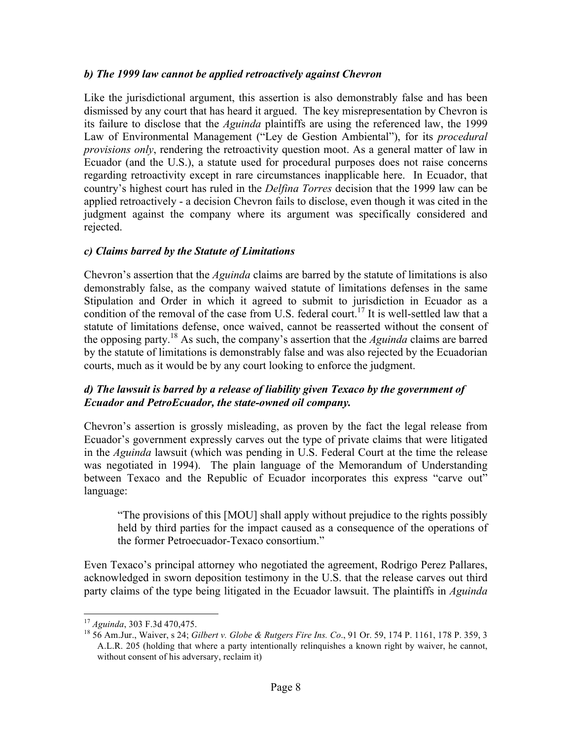### *b) The 1999 law cannot be applied retroactively against Chevron*

Like the jurisdictional argument, this assertion is also demonstrably false and has been dismissed by any court that has heard it argued. The key misrepresentation by Chevron is its failure to disclose that the *Aguinda* plaintiffs are using the referenced law, the 1999 Law of Environmental Management ("Ley de Gestion Ambiental"), for its *procedural provisions only*, rendering the retroactivity question moot. As a general matter of law in Ecuador (and the U.S.), a statute used for procedural purposes does not raise concerns regarding retroactivity except in rare circumstances inapplicable here. In Ecuador, that country's highest court has ruled in the *Delfina Torres* decision that the 1999 law can be applied retroactively - a decision Chevron fails to disclose, even though it was cited in the judgment against the company where its argument was specifically considered and rejected.

### *c) Claims barred by the Statute of Limitations*

Chevron's assertion that the *Aguinda* claims are barred by the statute of limitations is also demonstrably false, as the company waived statute of limitations defenses in the same Stipulation and Order in which it agreed to submit to jurisdiction in Ecuador as a condition of the removal of the case from U.S. federal court.[17] It is well-settled law that a statute of limitations defense, once waived, cannot be reasserted without the consent of the opposing party.[18] As such, the company's assertion that the *Aguinda* claims are barred by the statute of limitations is demonstrably false and was also rejected by the Ecuadorian courts, much as it would be by any court looking to enforce the judgment.

### *d) The lawsuit is barred by a release of liability given Texaco by the government of Ecuador and PetroEcuador, the state-owned oil company.*

Chevron's assertion is grossly misleading, as proven by the fact the legal release from Ecuador's government expressly carves out the type of private claims that were litigated in the *Aguinda* lawsuit (which was pending in U.S. Federal Court at the time the release was negotiated in 1994). The plain language of the Memorandum of Understanding between Texaco and the Republic of Ecuador incorporates this express "carve out" language:

> "The provisions of this [MOU] shall apply without prejudice to the rights possibly held by third parties for the impact caused as a consequence of the operations of the former Petroecuador-Texaco consortium."

Even Texaco's principal attorney who negotiated the agreement, Rodrigo Perez Pallares, acknowledged in sworn deposition testimony in the U.S. that the release carves out third party claims of the type being litigated in the Ecuador lawsuit. The plaintiffs in *Aguinda*

---

[17] *Aguinda*, 303 F.3d 470,475.

[18] 56 Am.Jur., Waiver, s 24; *Gilbert v. Globe & Rutgers Fire Ins. Co*., 91 Or. 59, 174 P. 1161, 178 P. 359, 3 A.L.R. 205 (holding that where a party intentionally relinquishes a known right by waiver, he cannot, without consent of his adversary, reclaim it)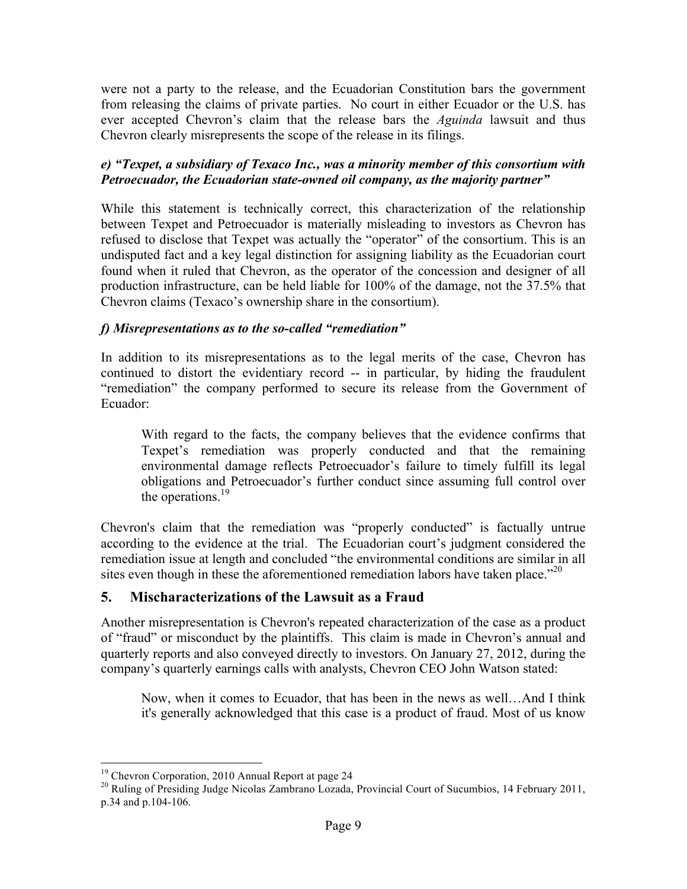were not a party to the release, and the Ecuadorian Constitution bars the government from releasing the claims of private parties. No court in either Ecuador or the U.S. has ever accepted Chevron's claim that the release bars the *Aguinda* lawsuit and thus Chevron clearly misrepresents the scope of the release in its filings.

***e) "Texpet, a subsidiary of Texaco Inc., was a minority member of this consortium with Petroecuador, the Ecuadorian state-owned oil company, as the majority partner"***

While this statement is technically correct, this characterization of the relationship between Texpet and Petroecuador is materially misleading to investors as Chevron has refused to disclose that Texpet was actually the "operator" of the consortium. This is an undisputed fact and a key legal distinction for assigning liability as the Ecuadorian court found when it ruled that Chevron, as the operator of the concession and designer of all production infrastructure, can be held liable for 100% of the damage, not the 37.5% that Chevron claims (Texaco's ownership share in the consortium).

***f) Misrepresentations as to the so-called "remediation"***

In addition to its misrepresentations as to the legal merits of the case, Chevron has continued to distort the evidentiary record -- in particular, by hiding the fraudulent "remediation" the company performed to secure its release from the Government of Ecuador:

> With regard to the facts, the company believes that the evidence confirms that Texpet's remediation was properly conducted and that the remaining environmental damage reflects Petroecuador's failure to timely fulfill its legal obligations and Petroecuador's further conduct since assuming full control over the operations.[19]

Chevron's claim that the remediation was "properly conducted" is factually untrue according to the evidence at the trial. The Ecuadorian court's judgment considered the remediation issue at length and concluded "the environmental conditions are similar in all sites even though in these the aforementioned remediation labors have taken place."[20]

## 5. Mischaracterizations of the Lawsuit as a Fraud

Another misrepresentation is Chevron's repeated characterization of the case as a product of "fraud" or misconduct by the plaintiffs. This claim is made in Chevron's annual and quarterly reports and also conveyed directly to investors. On January 27, 2012, during the company's quarterly earnings calls with analysts, Chevron CEO John Watson stated:

> Now, when it comes to Ecuador, that has been in the news as well…And I think it's generally acknowledged that this case is a product of fraud. Most of us know

---

[19] Chevron Corporation, 2010 Annual Report at page 24

[20] Ruling of Presiding Judge Nicolas Zambrano Lozada, Provincial Court of Sucumbios, 14 February 2011, p.34 and p.104-106.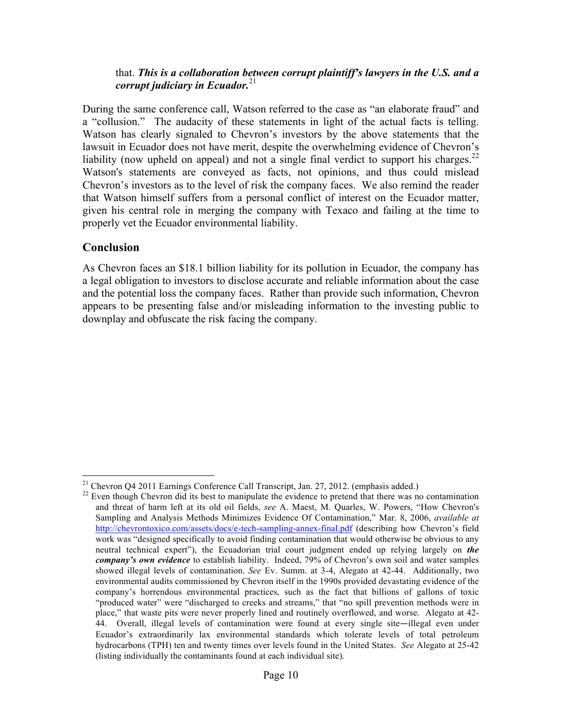that. ***This is a collaboration between corrupt plaintiff's lawyers in the U.S. and a corrupt judiciary in Ecuador.***[21]

During the same conference call, Watson referred to the case as "an elaborate fraud" and a "collusion." The audacity of these statements in light of the actual facts is telling. Watson has clearly signaled to Chevron's investors by the above statements that the lawsuit in Ecuador does not have merit, despite the overwhelming evidence of Chevron's liability (now upheld on appeal) and not a single final verdict to support his charges.[22] Watson's statements are conveyed as facts, not opinions, and thus could mislead Chevron's investors as to the level of risk the company faces. We also remind the reader that Watson himself suffers from a personal conflict of interest on the Ecuador matter, given his central role in merging the company with Texaco and failing at the time to properly vet the Ecuador environmental liability.

## Conclusion

As Chevron faces an $18.1 billion liability for its pollution in Ecuador, the company has a legal obligation to investors to disclose accurate and reliable information about the case and the potential loss the company faces. Rather than provide such information, Chevron appears to be presenting false and/or misleading information to the investing public to downplay and obfuscate the risk facing the company.

---

[21] Chevron Q4 2011 Earnings Conference Call Transcript, Jan. 27, 2012. (emphasis added.)

[22] Even though Chevron did its best to manipulate the evidence to pretend that there was no contamination and threat of harm left at its old oil fields, *see* A. Maest, M. Quarles, W. Powers, "How Chevron's Sampling and Analysis Methods Minimizes Evidence Of Contamination," Mar. 8, 2006, *available at* http://chevrontoxico.com/assets/docs/e-tech-sampling-annex-final.pdf (describing how Chevron's field work was "designed specifically to avoid finding contamination that would otherwise be obvious to any neutral technical expert"), the Ecuadorian trial court judgment ended up relying largely on ***the company's own evidence*** to establish liability. Indeed, 79% of Chevron's own soil and water samples showed illegal levels of contamination. *See* Ev. Summ. at 3-4, Alegato at 42-44. Additionally, two environmental audits commissioned by Chevron itself in the 1990s provided devastating evidence of the company's horrendous environmental practices, such as the fact that billions of gallons of toxic "produced water" were "discharged to creeks and streams," that "no spill prevention methods were in place," that waste pits were never properly lined and routinely overflowed, and worse. Alegato at 42-44. Overall, illegal levels of contamination were found at every single site—illegal even under Ecuador's extraordinarily lax environmental standards which tolerate levels of total petroleum hydrocarbons (TPH) ten and twenty times over levels found in the United States. *See* Alegato at 25-42 (listing individually the contaminants found at each individual site).